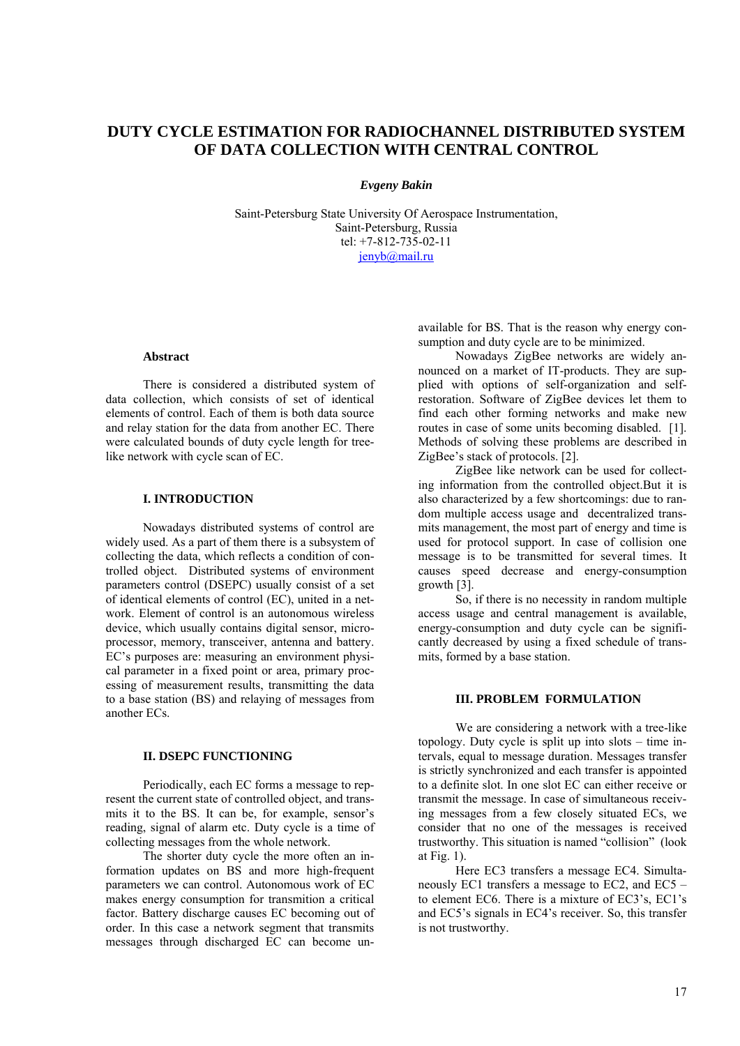# DUTY CYCLE ESTIMATION FOR RADIOCHANNEL DISTRIBUTED SYSTEM OF DATA COLLECTION WITH CENTRAL CONTROL

***Evgeny Bakin***

Saint-Petersburg State University Of Aerospace Instrumentation,
Saint-Petersburg, Russia
tel: +7-812-735-02-11
jenyb@mail.ru

### Abstract

There is considered a distributed system of data collection, which consists of set of identical elements of control. Each of them is both data source and relay station for the data from another EC. There were calculated bounds of duty cycle length for tree-like network with cycle scan of EC.

## I. INTRODUCTION

Nowadays distributed systems of control are widely used. As a part of them there is a subsystem of collecting the data, which reflects a condition of controlled object. Distributed systems of environment parameters control (DSEPC) usually consist of a set of identical elements of control (EC), united in a network. Element of control is an autonomous wireless device, which usually contains digital sensor, microprocessor, memory, transceiver, antenna and battery. EC's purposes are: measuring an environment physical parameter in a fixed point or area, primary processing of measurement results, transmitting the data to a base station (BS) and relaying of messages from another ECs.

## II. DSEPC FUNCTIONING

Periodically, each EC forms a message to represent the current state of controlled object, and transmits it to the BS. It can be, for example, sensor's reading, signal of alarm etc. Duty cycle is a time of collecting messages from the whole network.

The shorter duty cycle the more often an information updates on BS and more high-frequent parameters we can control. Autonomous work of EC makes energy consumption for transmition a critical factor. Battery discharge causes EC becoming out of order. In this case a network segment that transmits messages through discharged EC can become unavailable for BS. That is the reason why energy consumption and duty cycle are to be minimized.

Nowadays ZigBee networks are widely announced on a market of IT-products. They are supplied with options of self-organization and self-restoration. Software of ZigBee devices let them to find each other forming networks and make new routes in case of some units becoming disabled. [1]. Methods of solving these problems are described in ZigBee's stack of protocols. [2].

ZigBee like network can be used for collecting information from the controlled object.But it is also characterized by a few shortcomings: due to random multiple access usage and decentralized transmits management, the most part of energy and time is used for protocol support. In case of collision one message is to be transmitted for several times. It causes speed decrease and energy-consumption growth [3].

So, if there is no necessity in random multiple access usage and central management is available, energy-consumption and duty cycle can be significantly decreased by using a fixed schedule of transmits, formed by a base station.

## III. PROBLEM FORMULATION

We are considering a network with a tree-like topology. Duty cycle is split up into slots – time intervals, equal to message duration. Messages transfer is strictly synchronized and each transfer is appointed to a definite slot. In one slot EC can either receive or transmit the message. In case of simultaneous receiving messages from a few closely situated ECs, we consider that no one of the messages is received trustworthy. This situation is named "collision" (look at Fig. 1).

Here EC3 transfers a message EC4. Simultaneously EC1 transfers a message to EC2, and EC5 – to element EC6. There is a mixture of EC3's, EC1's and EC5's signals in EC4's receiver. So, this transfer is not trustworthy.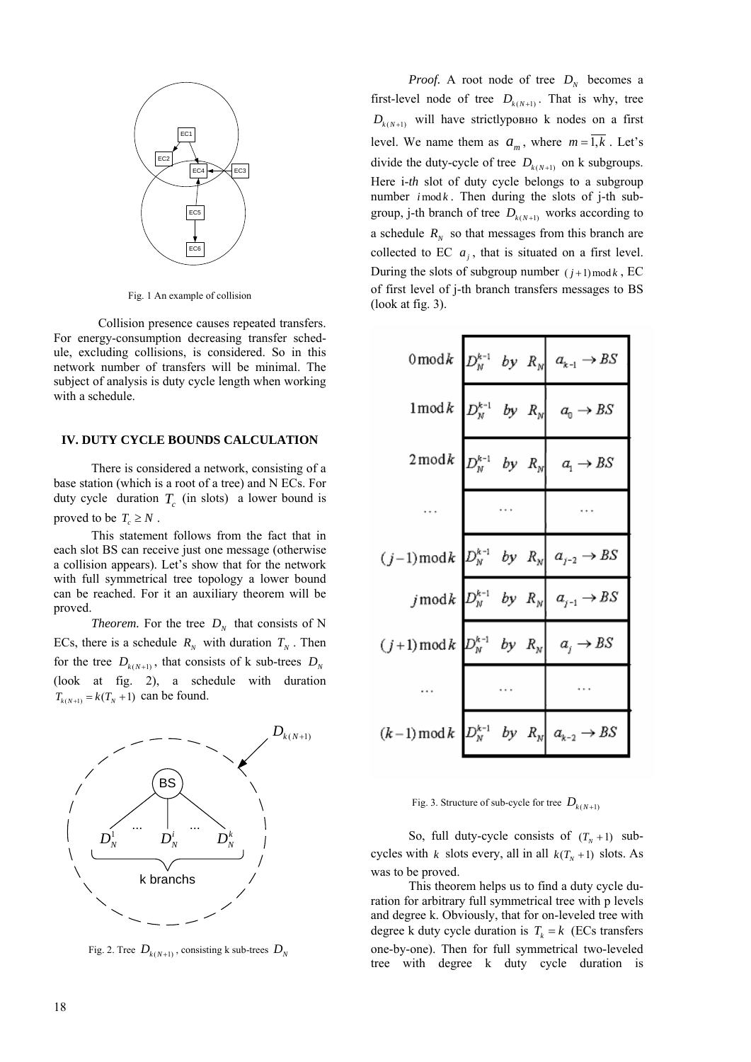Fig. 1 An example of collision

Collision presence causes repeated transfers. For energy-consumption decreasing transfer schedule, excluding collisions, is considered. So in this network number of transfers will be minimal. The subject of analysis is duty cycle length when working with a schedule.

## IV. DUTY CYCLE BOUNDS CALCULATION

There is considered a network, consisting of a base station (which is a root of a tree) and N ECs. For duty cycle duration $T_c$ (in slots) a lower bound is proved to be $T_c \geq N$ .

This statement follows from the fact that in each slot BS can receive just one message (otherwise a collision appears). Let's show that for the network with full symmetrical tree topology a lower bound can be reached. For it an auxiliary theorem will be proved.

*Theorem.* For the tree $D_N$ that consists of N ECs, there is a schedule $R_N$ with duration $T_N$ . Then for the tree $D_{k(N+1)}$, that consists of k sub-trees $D_N$ (look at fig. 2), a schedule with duration $T_{k(N+1)} = k(T_N + 1)$ can be found.

Fig. 2. Tree $D_{k(N+1)}$, consisting k sub-trees $D_N$

*Proof.* A root node of tree $D_N$ becomes a first-level node of tree $D_{k(N+1)}$. That is why, tree $D_{k(N+1)}$ will have strictlyровно k nodes on a first level. We name them as $a_m$, where $m = \overline{1,k}$ . Let's divide the duty-cycle of tree $D_{k(N+1)}$ on k subgroups. Here i-*th* slot of duty cycle belongs to a subgroup number $i \bmod k$ . Then during the slots of j-th subgroup, j-th branch of tree $D_{k(N+1)}$ works according to a schedule $R_N$ so that messages from this branch are collected to EC $a_j$, that is situated on a first level. During the slots of subgroup number $(j+1) \bmod k$, EC of first level of j-th branch transfers messages to BS (look at fig. 3).

| | | |
|---|---|---|
| $0 \bmod k$ | $D_N^{k-1}$ by $R_N$ | $a_{k-1} \to BS$ |
| $1 \bmod k$ | $D_N^{k-1}$ by $R_N$ | $a_0 \to BS$ |
| $2 \bmod k$ | $D_N^{k-1}$ by $R_N$ | $a_1 \to BS$ |
| ... | ... | ... |
| $(j-1) \bmod k$ | $D_N^{k-1}$ by $R_N$ | $a_{j-2} \to BS$ |
| $j \bmod k$ | $D_N^{k-1}$ by $R_N$ | $a_{j-1} \to BS$ |
| $(j+1) \bmod k$ | $D_N^{k-1}$ by $R_N$ | $a_j \to BS$ |
| ... | ... | ... |
| $(k-1) \bmod k$ | $D_N^{k-1}$ by $R_N$ | $a_{k-2} \to BS$ |

Fig. 3. Structure of sub-cycle for tree $D_{k(N+1)}$

So, full duty-cycle consists of $(T_N + 1)$ sub-cycles with $k$ slots every, all in all $k(T_N + 1)$ slots. As was to be proved.

This theorem helps us to find a duty cycle duration for arbitrary full symmetrical tree with p levels and degree k. Obviously, that for on-leveled tree with degree k duty cycle duration is $T_k = k$ (ECs transfers one-by-one). Then for full symmetrical two-leveled tree with degree k duty cycle duration is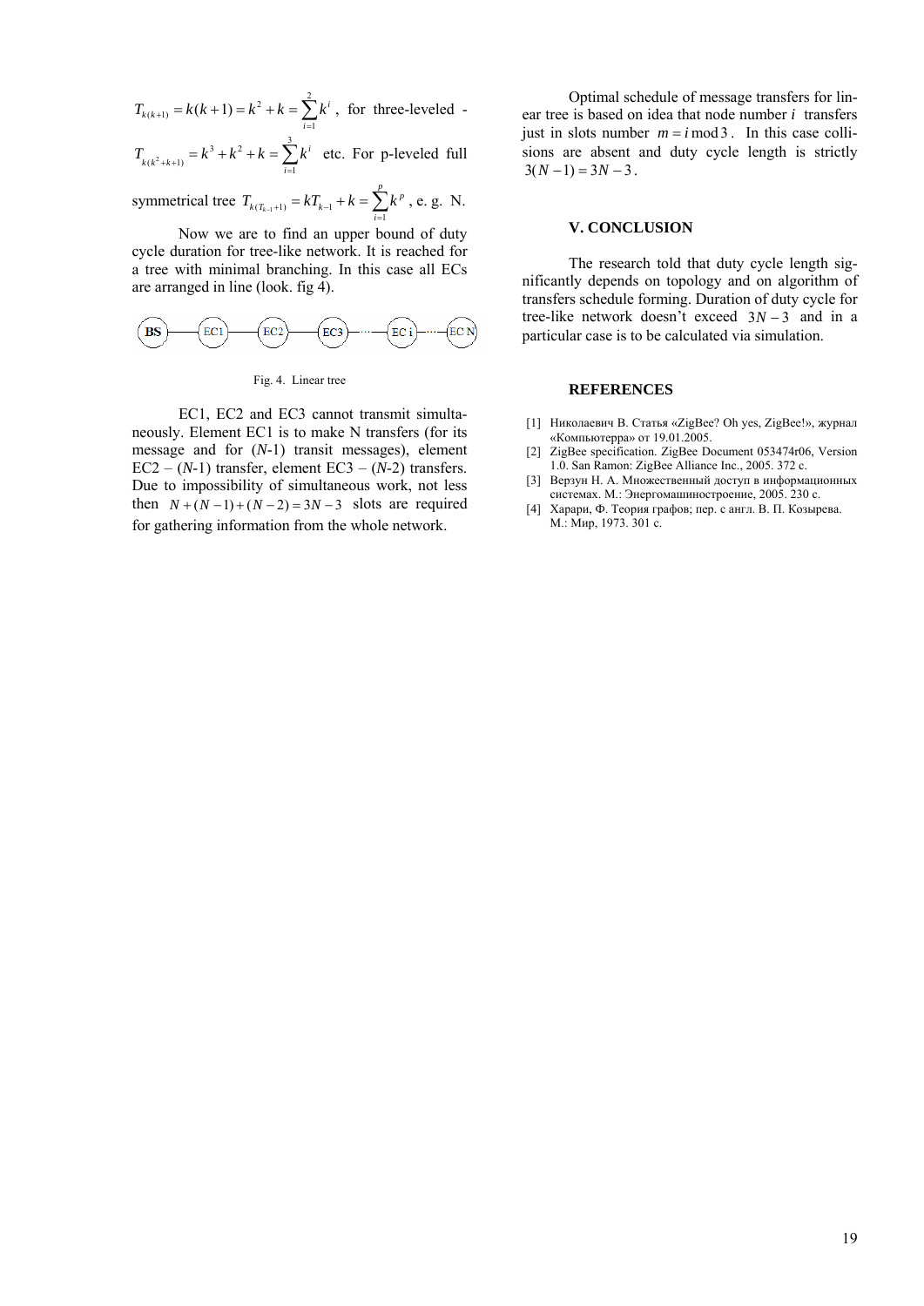$T_{k(k+1)} = k(k+1) = k^2 + k = \sum_{i=1}^{2} k^i$ , for three-leveled - $T_{k(k^2+k+1)} = k^3 + k^2 + k = \sum_{i=1}^{3} k^i$ etc. For p-leveled full symmetrical tree $T_{k(T_{k-1}+1)} = kT_{k-1} + k = \sum_{i=1}^{p} k^p$ , e. g. N.

Now we are to find an upper bound of duty cycle duration for tree-like network. It is reached for a tree with minimal branching. In this case all ECs are arranged in line (look. fig 4).

BS — EC1 — EC2 — EC3 ··· — EC i ··· — EC N

Fig. 4. Linear tree

EC1, EC2 and EC3 cannot transmit simultaneously. Element EC1 is to make N transfers (for its message and for (*N*-1) transit messages), element EC2 – (*N*-1) transfer, element EC3 – (*N*-2) transfers. Due to impossibility of simultaneous work, not less then $N + (N-1) + (N-2) = 3N - 3$ slots are required for gathering information from the whole network.

Optimal schedule of message transfers for linear tree is based on idea that node number $i$ transfers just in slots number $m = i \bmod 3$ . In this case collisions are absent and duty cycle length is strictly $3(N-1) = 3N - 3$ .

## V. CONCLUSION

The research told that duty cycle length significantly depends on topology and on algorithm of transfers schedule forming. Duration of duty cycle for tree-like network doesn't exceed $3N - 3$ and in a particular case is to be calculated via simulation.

## REFERENCES

[1] Николаевич В. Статья «ZigBee? Oh yes, ZigBee!», журнал «Компьютерра» от 19.01.2005.

[2] ZigBee specification. ZigBee Document 053474r06, Version 1.0. San Ramon: ZigBee Alliance Inc., 2005. 372 c.

[3] Верзун Н. А. Множественный доступ в информационных системах. М.: Энергомашиностроение, 2005. 230 с.

[4] Харари, Ф. Теория графов; пер. с англ. В. П. Козырева. М.: Мир, 1973. 301 с.